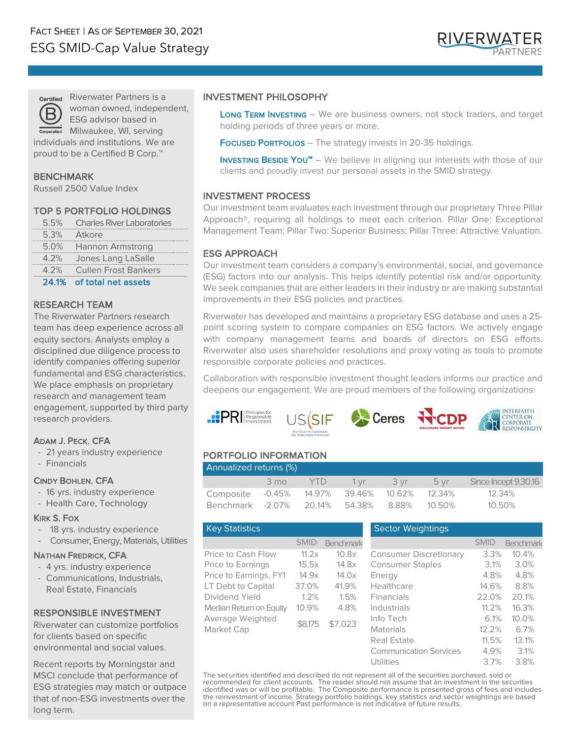FACT SHEET | AS OF SEPTEMBER 30, 2021

# ESG SMID-Cap Value Strategy

RIVERWATER PARTNERS

Certified B Corporation

Riverwater Partners is a woman owned, independent, ESG advisor based in Milwaukee, WI, serving individuals and institutions. We are proud to be a Certified B Corp.™

## BENCHMARK

Russell 2500 Value Index

## TOP 5 PORTFOLIO HOLDINGS

| | |
|---|---|
| 5.5% | Charles River Laboratories |
| 5.3% | Atkore |
| 5.0% | Hannon Armstrong |
| 4.2% | Jones Lang LaSalle |
| 4.2% | Cullen Frost Bankers |
| **24.1%** | **of total net assets** |

## RESEARCH TEAM

The Riverwater Partners research team has deep experience across all equity sectors. Analysts employ a disciplined due diligence process to identify companies offering superior fundamental and ESG characteristics. We place emphasis on proprietary research and management team engagement, supported by third party research providers.

### ADAM J. PECK, CFA
- 21 years industry experience
- Financials

### CINDY BOHLEN, CFA
- 16 yrs. industry experience
- Health Care, Technology

### KIRK S. FOX
- 18 yrs. industry experience
- Consumer, Energy, Materials, Utilities

### NATHAN FREDRICK, CFA
- 4 yrs. industry experience
- Communications, Industrials, Real Estate, Financials

## RESPONSIBLE INVESTMENT

Riverwater can customize portfolios for clients based on specific environmental and social values.

Recent reports by Morningstar and MSCI conclude that performance of ESG strategies may match or outpace that of non-ESG investments over the long term.

## INVESTMENT PHILOSOPHY

**LONG TERM INVESTING** – We are business owners, not stock traders, and target holding periods of three years or more.

**FOCUSED PORTFOLIOS** – The strategy invests in 20-35 holdings.

**INVESTING BESIDE YOU™** – We believe in aligning our interests with those of our clients and proudly invest our personal assets in the SMID strategy.

## INVESTMENT PROCESS

Our investment team evaluates each investment through our proprietary Three Pillar Approach®, requiring all holdings to meet each criterion. Pillar One: Exceptional Management Team; Pillar Two: Superior Business; Pillar Three: Attractive Valuation.

## ESG APPROACH

Our investment team considers a company's environmental, social, and governance (ESG) factors into our analysis. This helps identify potential risk and/or opportunity. We seek companies that are either leaders in their industry or are making substantial improvements in their ESG policies and practices.

Riverwater has developed and maintains a proprietary ESG database and uses a 25-point scoring system to compare companies on ESG factors. We actively engage with company management teams and boards of directors on ESG efforts. Riverwater also uses shareholder resolutions and proxy voting as tools to promote responsible corporate policies and practices.

Collaboration with responsible investment thought leaders informs our practice and deepens our engagement. We are proud members of the following organizations:

PRI Principles for Responsible Investment | US SIF The Forum for Sustainable and Responsible Investment | Ceres | CDP Disclosure Insight Action | Interfaith Center on Corporate Responsibility

## PORTFOLIO INFORMATION

**Annualized returns (%)**

| | 3 mo | YTD | 1 yr | 3 yr | 5 yr | Since Incept 9.30.16 |
|---|---|---|---|---|---|---|
| Composite | -0.45% | 14.97% | 39.46% | 10.62% | 12.34% | 12.34% |
| Benchmark | -2.07% | 20.14% | 54.38% | 8.88% | 10.50% | 10.50% |

**Key Statistics**

| | SMID | Benchmark |
|---|---|---|
| Price to Cash Flow | 11.2x | 10.8x |
| Price to Earnings | 15.5x | 14.8x |
| Price to Earnings, FY1 | 14.9x | 14.0x |
| LT Debt to Capital | 37.0% | 41.9% |
| Dividend Yield | 1.2% | 1.5% |
| Median Return on Equity | 10.9% | 4.8% |
| Average Weighted Market Cap | $8,175 | $7,023 |

**Sector Weightings**

| | SMID | Benchmark |
|---|---|---|
| Consumer Discretionary | 3.3% | 10.4% |
| Consumer Staples | 3.1% | 3.0% |
| Energy | 4.8% | 4.8% |
| Healthcare | 14.6% | 8.8% |
| Financials | 22.0% | 20.1% |
| Industrials | 11.2% | 16.3% |
| Info Tech | 6.1% | 10.0% |
| Materials | 12.2% | 6.7% |
| Real Estate | 11.5% | 13.1% |
| Communication Services | 4.9% | 3.1% |
| Utilities | 3.7% | 3.8% |

The securities identified and described do not represent all of the securities purchased, sold or recommended for client accounts. The reader should not assume that an investment in the securities identified was or will be profitable. The Composite performance is presented gross of fees and includes the reinvestment of income. Strategy portfolio holdings, key statistics and sector weightings are based on a representative account Past performance is not indicative of future results.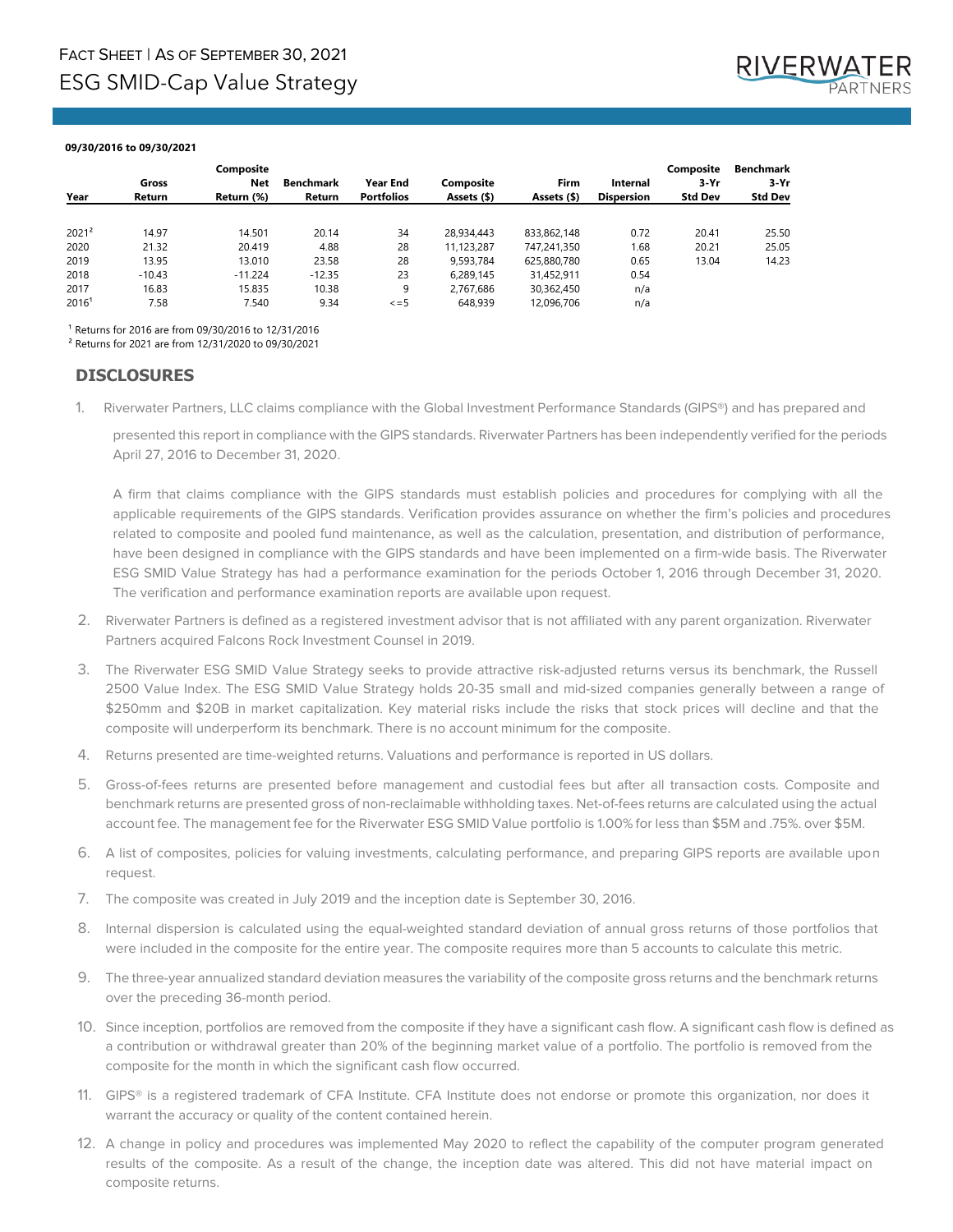FACT SHEET | AS OF SEPTEMBER 30, 2021

# ESG SMID-Cap Value Strategy

RIVERWATER PARTNERS

**09/30/2016 to 09/30/2021**

| Year | Gross Return | Composite Net Return (%) | Benchmark Return | Year End Portfolios | Composite Assets ($) | Firm Assets ($) | Internal Dispersion | Composite 3-Yr Std Dev | Benchmark 3-Yr Std Dev |
|---|---|---|---|---|---|---|---|---|---|
| 2021[2] | 14.97 | 14.501 | 20.14 | 34 | 28,934,443 | 833,862,148 | 0.72 | 20.41 | 25.50 |
| 2020 | 21.32 | 20.419 | 4.88 | 28 | 11,123,287 | 747,241,350 | 1.68 | 20.21 | 25.05 |
| 2019 | 13.95 | 13.010 | 23.58 | 28 | 9,593,784 | 625,880,780 | 0.65 | 13.04 | 14.23 |
| 2018 | -10.43 | -11.224 | -12.35 | 23 | 6,289,145 | 31,452,911 | 0.54 | | |
| 2017 | 16.83 | 15.835 | 10.38 | 9 | 2,767,686 | 30,362,450 | n/a | | |
| 2016[1] | 7.58 | 7.540 | 9.34 | <=5 | 648,939 | 12,096,706 | n/a | | |

[1] Returns for 2016 are from 09/30/2016 to 12/31/2016

[2] Returns for 2021 are from 12/31/2020 to 09/30/2021

## DISCLOSURES

1. Riverwater Partners, LLC claims compliance with the Global Investment Performance Standards (GIPS®) and has prepared and presented this report in compliance with the GIPS standards. Riverwater Partners has been independently verified for the periods April 27, 2016 to December 31, 2020.

   A firm that claims compliance with the GIPS standards must establish policies and procedures for complying with all the applicable requirements of the GIPS standards. Verification provides assurance on whether the firm's policies and procedures related to composite and pooled fund maintenance, as well as the calculation, presentation, and distribution of performance, have been designed in compliance with the GIPS standards and have been implemented on a firm-wide basis. The Riverwater ESG SMID Value Strategy has had a performance examination for the periods October 1, 2016 through December 31, 2020. The verification and performance examination reports are available upon request.

2. Riverwater Partners is defined as a registered investment advisor that is not affiliated with any parent organization. Riverwater Partners acquired Falcons Rock Investment Counsel in 2019.

3. The Riverwater ESG SMID Value Strategy seeks to provide attractive risk-adjusted returns versus its benchmark, the Russell 2500 Value Index. The ESG SMID Value Strategy holds 20-35 small and mid-sized companies generally between a range of $250mm and $20B in market capitalization. Key material risks include the risks that stock prices will decline and that the composite will underperform its benchmark. There is no account minimum for the composite.

4. Returns presented are time-weighted returns. Valuations and performance is reported in US dollars.

5. Gross-of-fees returns are presented before management and custodial fees but after all transaction costs. Composite and benchmark returns are presented gross of non-reclaimable withholding taxes. Net-of-fees returns are calculated using the actual account fee. The management fee for the Riverwater ESG SMID Value portfolio is 1.00% for less than $5M and .75%. over $5M.

6. A list of composites, policies for valuing investments, calculating performance, and preparing GIPS reports are available upon request.

7. The composite was created in July 2019 and the inception date is September 30, 2016.

8. Internal dispersion is calculated using the equal-weighted standard deviation of annual gross returns of those portfolios that were included in the composite for the entire year. The composite requires more than 5 accounts to calculate this metric.

9. The three-year annualized standard deviation measures the variability of the composite gross returns and the benchmark returns over the preceding 36-month period.

10. Since inception, portfolios are removed from the composite if they have a significant cash flow. A significant cash flow is defined as a contribution or withdrawal greater than 20% of the beginning market value of a portfolio. The portfolio is removed from the composite for the month in which the significant cash flow occurred.

11. GIPS® is a registered trademark of CFA Institute. CFA Institute does not endorse or promote this organization, nor does it warrant the accuracy or quality of the content contained herein.

12. A change in policy and procedures was implemented May 2020 to reflect the capability of the computer program generated results of the composite. As a result of the change, the inception date was altered. This did not have material impact on composite returns.